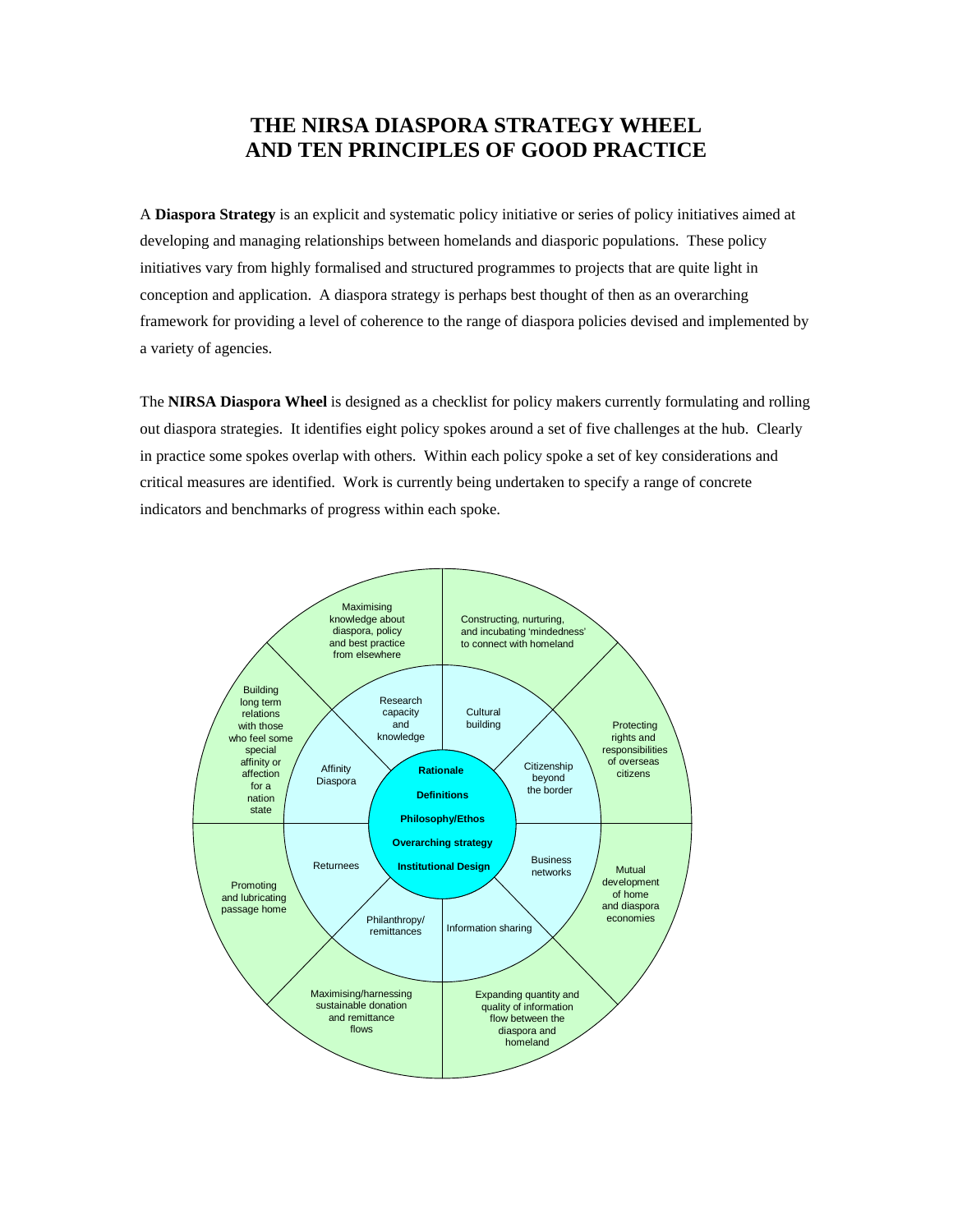# THE NIRSA DIASPORA STRATEGY WHEEL AND TEN PRINCIPLES OF GOOD PRACTICE

A **Diaspora Strategy** is an explicit and systematic policy initiative or series of policy initiatives aimed at developing and managing relationships between homelands and diasporic populations. These policy initiatives vary from highly formalised and structured programmes to projects that are quite light in conception and application. A diaspora strategy is perhaps best thought of then as an overarching framework for providing a level of coherence to the range of diaspora policies devised and implemented by a variety of agencies.

The **NIRSA Diaspora Wheel** is designed as a checklist for policy makers currently formulating and rolling out diaspora strategies. It identifies eight policy spokes around a set of five challenges at the hub. Clearly in practice some spokes overlap with others. Within each policy spoke a set of key considerations and critical measures are identified. Work is currently being undertaken to specify a range of concrete indicators and benchmarks of progress within each spoke.

**Rationale**

**Definitions**

**Philosophy/Ethos**

**Overarching strategy**

**Institutional Design**

| Policy spoke | Key consideration |
| --- | --- |
| Research capacity and knowledge | Maximising knowledge about diaspora, policy and best practice from elsewhere |
| Cultural building | Constructing, nurturing, and incubating 'mindedness' to connect with homeland |
| Citizenship beyond the border | Protecting rights and responsibilities of overseas citizens |
| Business networks | Mutual development of home and diaspora economies |
| Information sharing | Expanding quantity and quality of information flow between the diaspora and homeland |
| Philanthropy/ remittances | Maximising/harnessing sustainable donation and remittance flows |
| Returnees | Promoting and lubricating passage home |
| Affinity Diaspora | Building long term relations with those who feel some special affinity or affection for a nation state |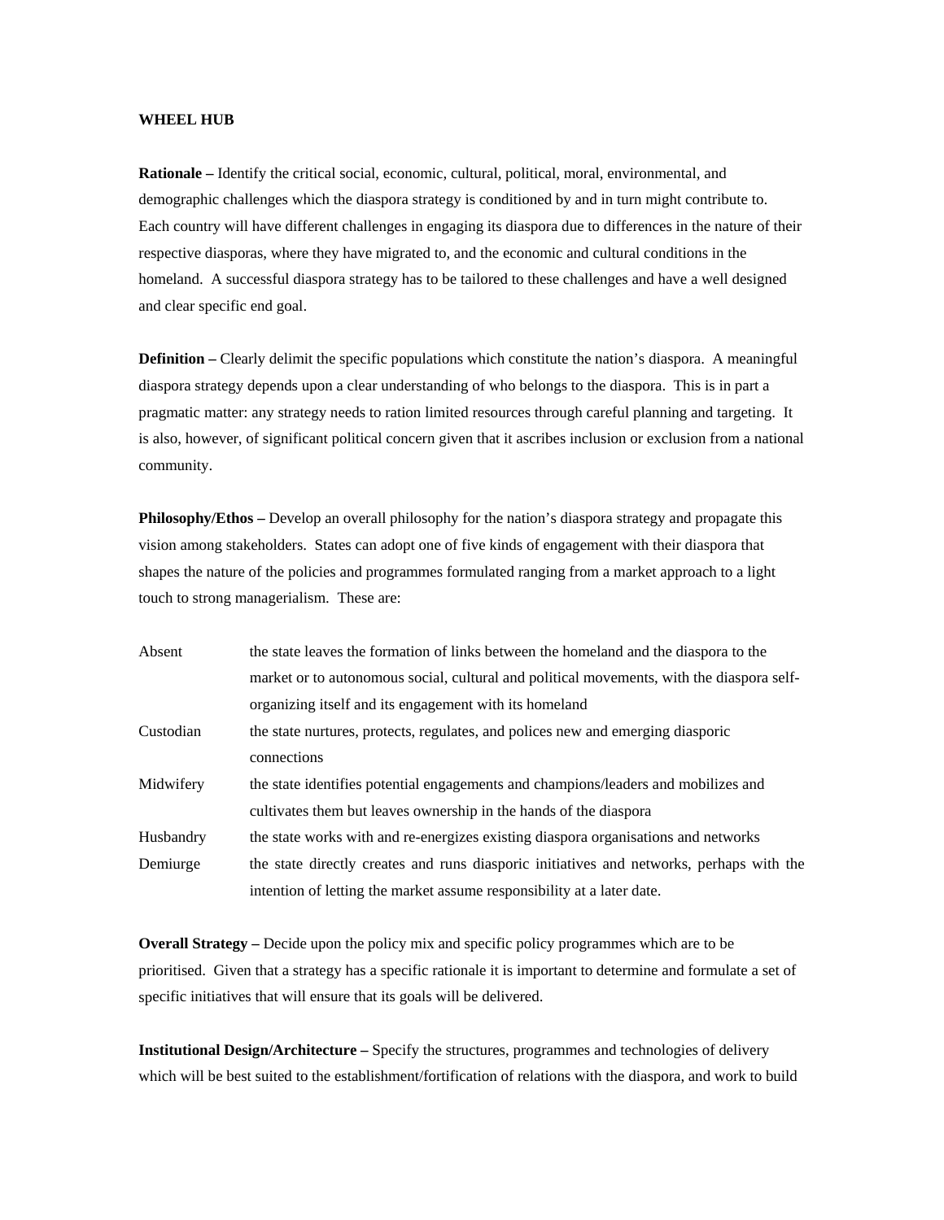**WHEEL HUB**

**Rationale –** Identify the critical social, economic, cultural, political, moral, environmental, and demographic challenges which the diaspora strategy is conditioned by and in turn might contribute to. Each country will have different challenges in engaging its diaspora due to differences in the nature of their respective diasporas, where they have migrated to, and the economic and cultural conditions in the homeland. A successful diaspora strategy has to be tailored to these challenges and have a well designed and clear specific end goal.

**Definition –** Clearly delimit the specific populations which constitute the nation's diaspora. A meaningful diaspora strategy depends upon a clear understanding of who belongs to the diaspora. This is in part a pragmatic matter: any strategy needs to ration limited resources through careful planning and targeting. It is also, however, of significant political concern given that it ascribes inclusion or exclusion from a national community.

**Philosophy/Ethos –** Develop an overall philosophy for the nation's diaspora strategy and propagate this vision among stakeholders. States can adopt one of five kinds of engagement with their diaspora that shapes the nature of the policies and programmes formulated ranging from a market approach to a light touch to strong managerialism. These are:

| | |
|---|---|
| Absent | the state leaves the formation of links between the homeland and the diaspora to the market or to autonomous social, cultural and political movements, with the diaspora self-organizing itself and its engagement with its homeland |
| Custodian | the state nurtures, protects, regulates, and polices new and emerging diasporic connections |
| Midwifery | the state identifies potential engagements and champions/leaders and mobilizes and cultivates them but leaves ownership in the hands of the diaspora |
| Husbandry | the state works with and re-energizes existing diaspora organisations and networks |
| Demiurge | the state directly creates and runs diasporic initiatives and networks, perhaps with the intention of letting the market assume responsibility at a later date. |

**Overall Strategy –** Decide upon the policy mix and specific policy programmes which are to be prioritised. Given that a strategy has a specific rationale it is important to determine and formulate a set of specific initiatives that will ensure that its goals will be delivered.

**Institutional Design/Architecture –** Specify the structures, programmes and technologies of delivery which will be best suited to the establishment/fortification of relations with the diaspora, and work to build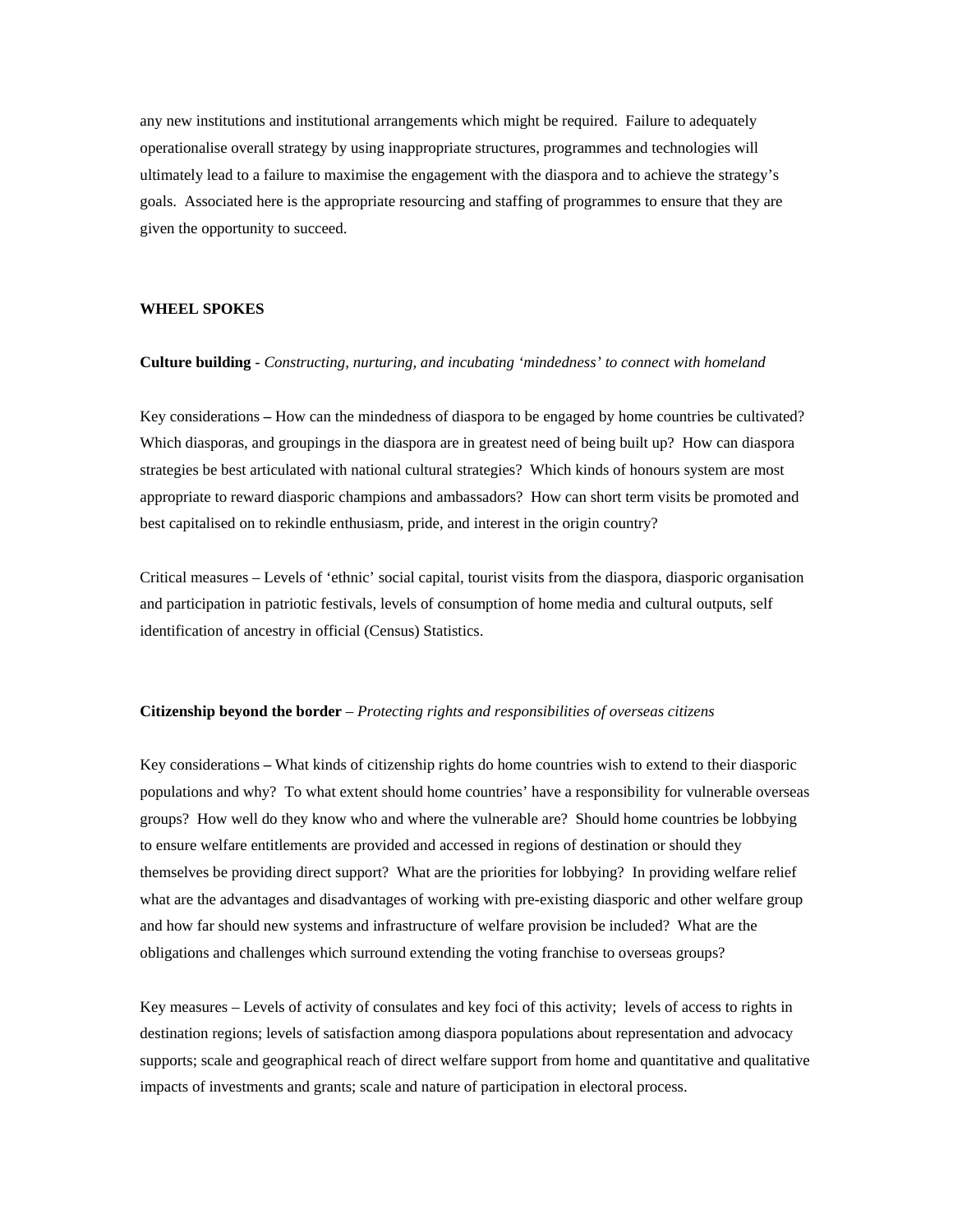any new institutions and institutional arrangements which might be required.  Failure to adequately operationalise overall strategy by using inappropriate structures, programmes and technologies will ultimately lead to a failure to maximise the engagement with the diaspora and to achieve the strategy's goals.  Associated here is the appropriate resourcing and staffing of programmes to ensure that they are given the opportunity to succeed.

**WHEEL SPOKES**

**Culture building** - *Constructing, nurturing, and incubating 'mindedness' to connect with homeland*

Key considerations **–** How can the mindedness of diaspora to be engaged by home countries be cultivated?  Which diasporas, and groupings in the diaspora are in greatest need of being built up?  How can diaspora strategies be best articulated with national cultural strategies?  Which kinds of honours system are most appropriate to reward diasporic champions and ambassadors?  How can short term visits be promoted and best capitalised on to rekindle enthusiasm, pride, and interest in the origin country?

Critical measures – Levels of 'ethnic' social capital, tourist visits from the diaspora, diasporic organisation and participation in patriotic festivals, levels of consumption of home media and cultural outputs, self identification of ancestry in official (Census) Statistics.

**Citizenship beyond the border** – *Protecting rights and responsibilities of overseas citizens*

Key considerations **–** What kinds of citizenship rights do home countries wish to extend to their diasporic populations and why?  To what extent should home countries' have a responsibility for vulnerable overseas groups?  How well do they know who and where the vulnerable are?  Should home countries be lobbying to ensure welfare entitlements are provided and accessed in regions of destination or should they themselves be providing direct support?  What are the priorities for lobbying?  In providing welfare relief what are the advantages and disadvantages of working with pre-existing diasporic and other welfare group and how far should new systems and infrastructure of welfare provision be included?  What are the obligations and challenges which surround extending the voting franchise to overseas groups?

Key measures – Levels of activity of consulates and key foci of this activity;  levels of access to rights in destination regions; levels of satisfaction among diaspora populations about representation and advocacy supports; scale and geographical reach of direct welfare support from home and quantitative and qualitative impacts of investments and grants; scale and nature of participation in electoral process.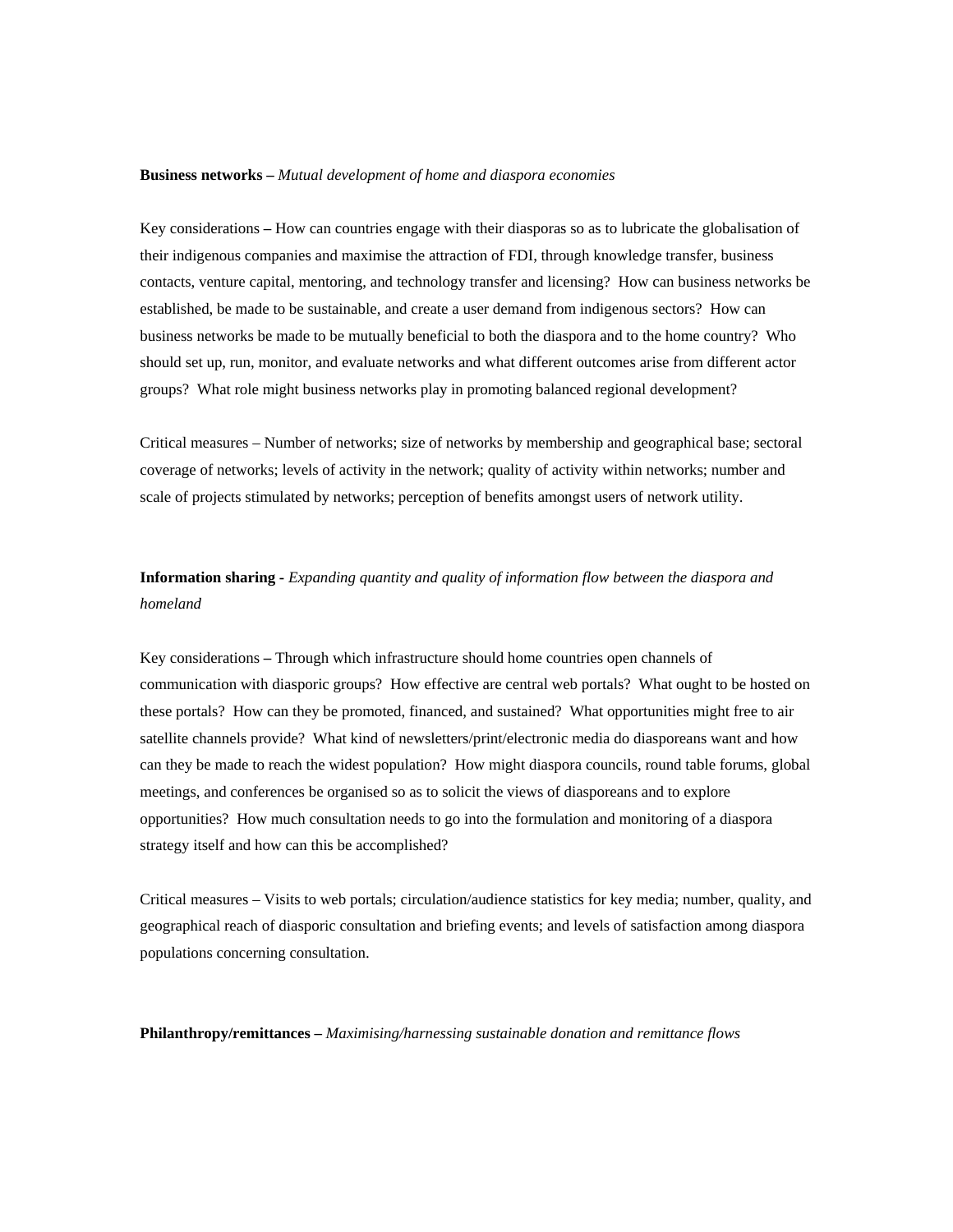**Business networks –** *Mutual development of home and diaspora economies*

Key considerations **–** How can countries engage with their diasporas so as to lubricate the globalisation of their indigenous companies and maximise the attraction of FDI, through knowledge transfer, business contacts, venture capital, mentoring, and technology transfer and licensing? How can business networks be established, be made to be sustainable, and create a user demand from indigenous sectors? How can business networks be made to be mutually beneficial to both the diaspora and to the home country? Who should set up, run, monitor, and evaluate networks and what different outcomes arise from different actor groups? What role might business networks play in promoting balanced regional development?

Critical measures – Number of networks; size of networks by membership and geographical base; sectoral coverage of networks; levels of activity in the network; quality of activity within networks; number and scale of projects stimulated by networks; perception of benefits amongst users of network utility.

**Information sharing -** *Expanding quantity and quality of information flow between the diaspora and homeland*

Key considerations **–** Through which infrastructure should home countries open channels of communication with diasporic groups? How effective are central web portals? What ought to be hosted on these portals? How can they be promoted, financed, and sustained? What opportunities might free to air satellite channels provide? What kind of newsletters/print/electronic media do diasporeans want and how can they be made to reach the widest population? How might diaspora councils, round table forums, global meetings, and conferences be organised so as to solicit the views of diasporeans and to explore opportunities? How much consultation needs to go into the formulation and monitoring of a diaspora strategy itself and how can this be accomplished?

Critical measures – Visits to web portals; circulation/audience statistics for key media; number, quality, and geographical reach of diasporic consultation and briefing events; and levels of satisfaction among diaspora populations concerning consultation.

**Philanthropy/remittances –** *Maximising/harnessing sustainable donation and remittance flows*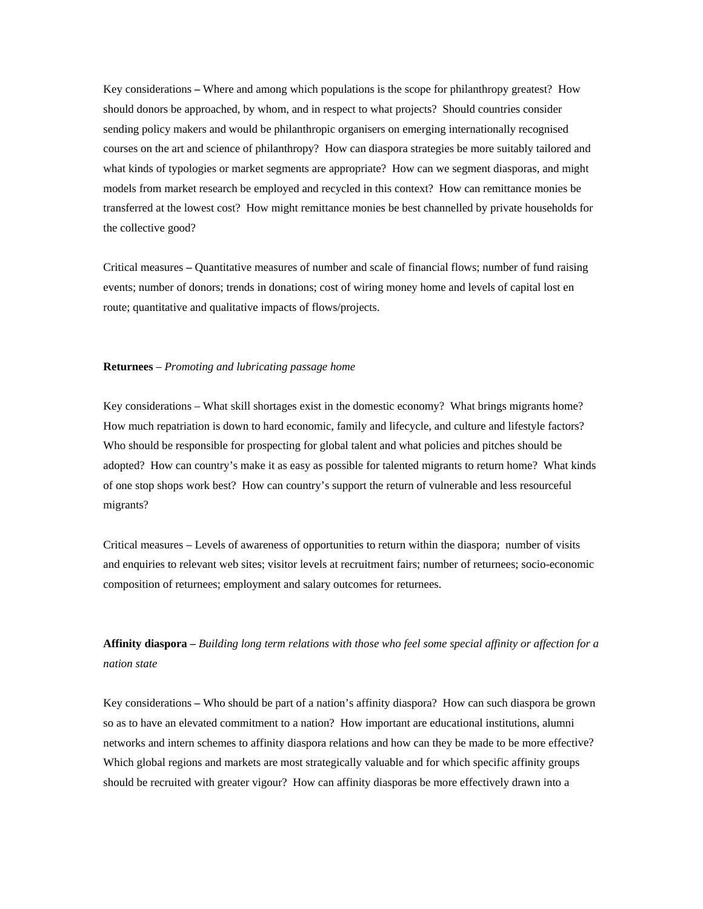Key considerations – Where and among which populations is the scope for philanthropy greatest? How should donors be approached, by whom, and in respect to what projects? Should countries consider sending policy makers and would be philanthropic organisers on emerging internationally recognised courses on the art and science of philanthropy? How can diaspora strategies be more suitably tailored and what kinds of typologies or market segments are appropriate? How can we segment diasporas, and might models from market research be employed and recycled in this context? How can remittance monies be transferred at the lowest cost? How might remittance monies be best channelled by private households for the collective good?

Critical measures – Quantitative measures of number and scale of financial flows; number of fund raising events; number of donors; trends in donations; cost of wiring money home and levels of capital lost en route; quantitative and qualitative impacts of flows/projects.

**Returnees** – *Promoting and lubricating passage home*

Key considerations – What skill shortages exist in the domestic economy? What brings migrants home? How much repatriation is down to hard economic, family and lifecycle, and culture and lifestyle factors? Who should be responsible for prospecting for global talent and what policies and pitches should be adopted? How can country's make it as easy as possible for talented migrants to return home? What kinds of one stop shops work best? How can country's support the return of vulnerable and less resourceful migrants?

Critical measures – Levels of awareness of opportunities to return within the diaspora; number of visits and enquiries to relevant web sites; visitor levels at recruitment fairs; number of returnees; socio-economic composition of returnees; employment and salary outcomes for returnees.

**Affinity diaspora –** *Building long term relations with those who feel some special affinity or affection for a nation state*

Key considerations – Who should be part of a nation's affinity diaspora? How can such diaspora be grown so as to have an elevated commitment to a nation? How important are educational institutions, alumni networks and intern schemes to affinity diaspora relations and how can they be made to be more effective? Which global regions and markets are most strategically valuable and for which specific affinity groups should be recruited with greater vigour? How can affinity diasporas be more effectively drawn into a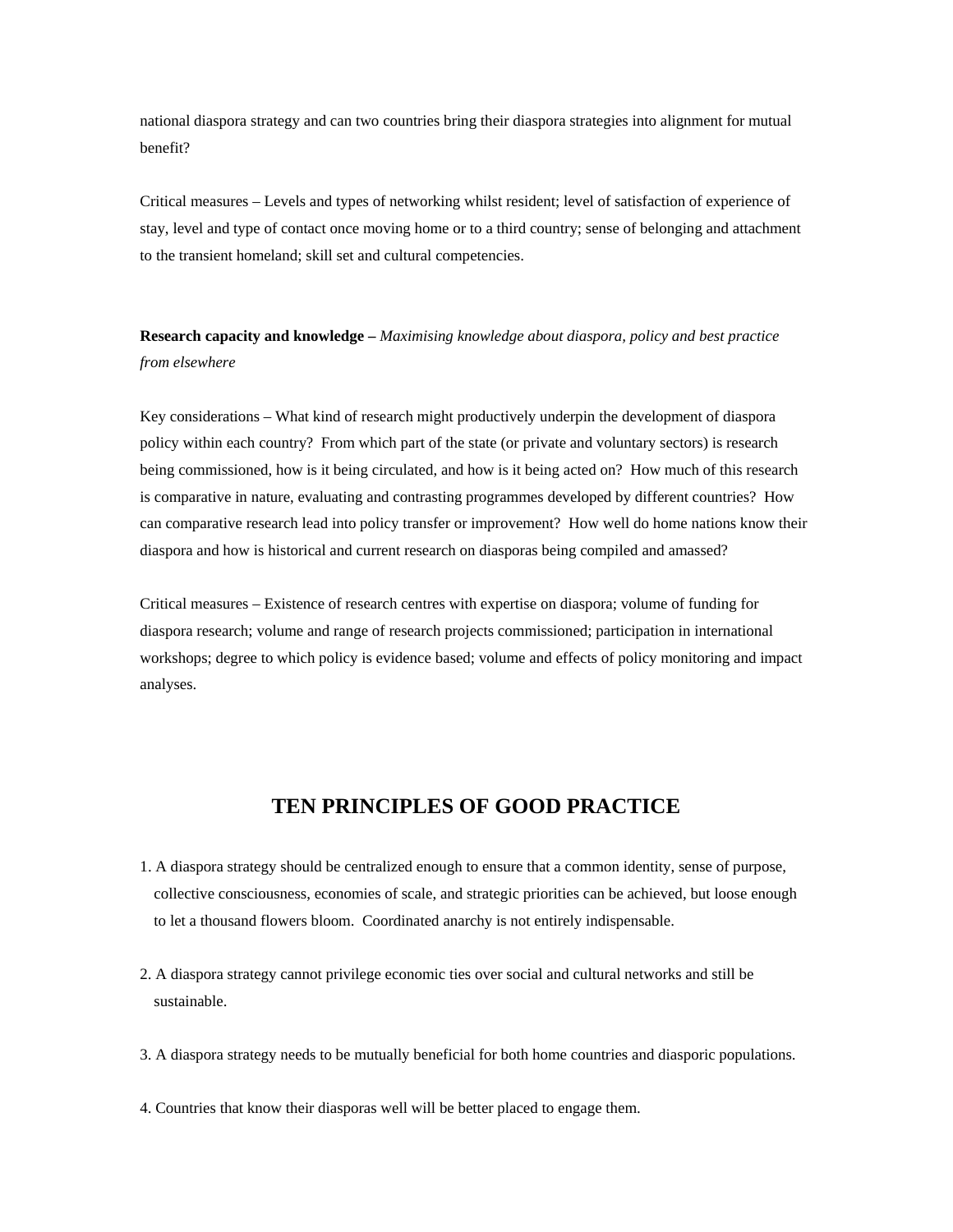national diaspora strategy and can two countries bring their diaspora strategies into alignment for mutual benefit?

Critical measures – Levels and types of networking whilst resident; level of satisfaction of experience of stay, level and type of contact once moving home or to a third country; sense of belonging and attachment to the transient homeland; skill set and cultural competencies.

**Research capacity and knowledge –** *Maximising knowledge about diaspora, policy and best practice from elsewhere*

Key considerations – What kind of research might productively underpin the development of diaspora policy within each country? From which part of the state (or private and voluntary sectors) is research being commissioned, how is it being circulated, and how is it being acted on? How much of this research is comparative in nature, evaluating and contrasting programmes developed by different countries? How can comparative research lead into policy transfer or improvement? How well do home nations know their diaspora and how is historical and current research on diasporas being compiled and amassed?

Critical measures – Existence of research centres with expertise on diaspora; volume of funding for diaspora research; volume and range of research projects commissioned; participation in international workshops; degree to which policy is evidence based; volume and effects of policy monitoring and impact analyses.

## TEN PRINCIPLES OF GOOD PRACTICE

1. A diaspora strategy should be centralized enough to ensure that a common identity, sense of purpose, collective consciousness, economies of scale, and strategic priorities can be achieved, but loose enough to let a thousand flowers bloom. Coordinated anarchy is not entirely indispensable.

2. A diaspora strategy cannot privilege economic ties over social and cultural networks and still be sustainable.

3. A diaspora strategy needs to be mutually beneficial for both home countries and diasporic populations.

4. Countries that know their diasporas well will be better placed to engage them.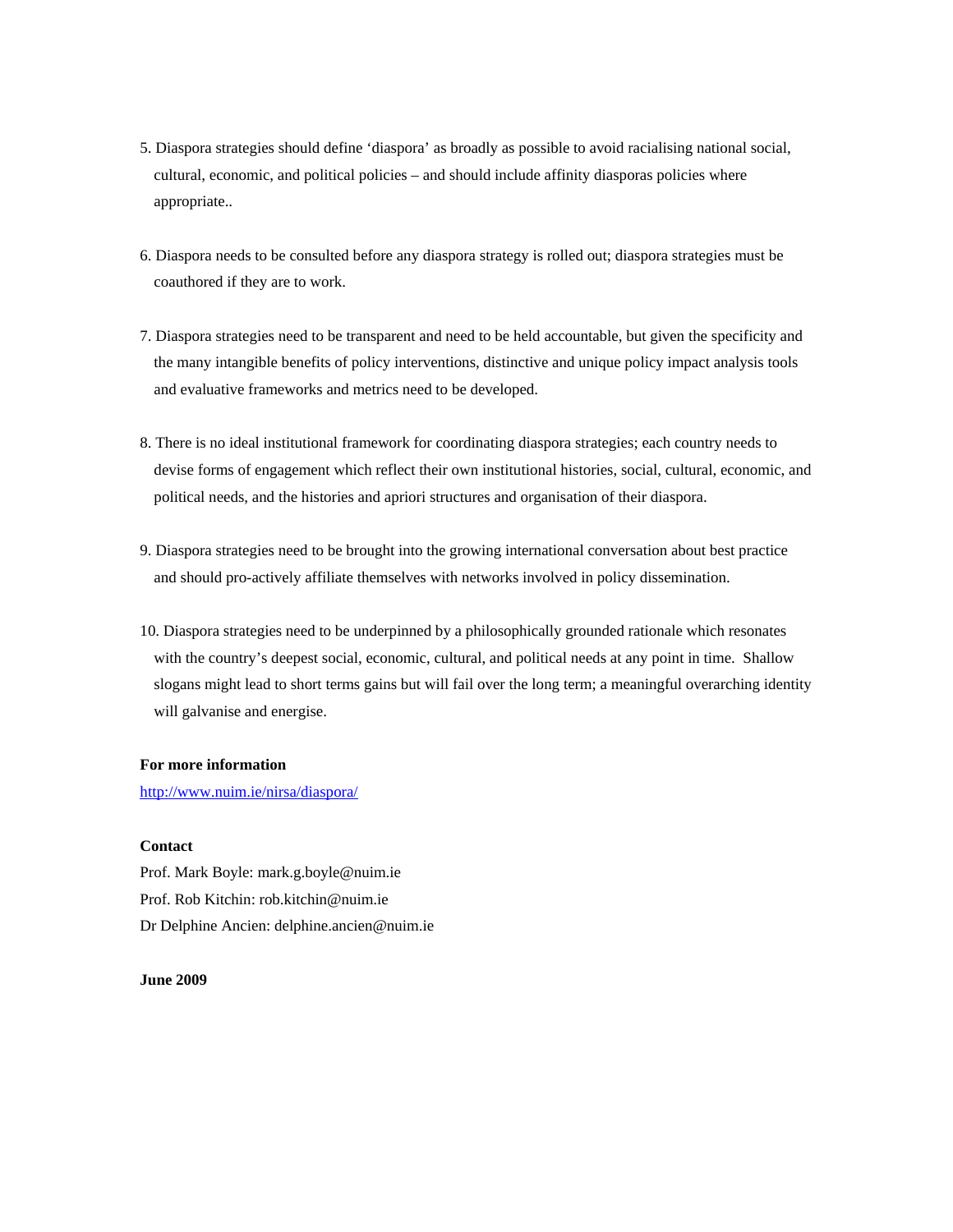5. Diaspora strategies should define ‘diaspora’ as broadly as possible to avoid racialising national social, cultural, economic, and political policies – and should include affinity diasporas policies where appropriate..

6. Diaspora needs to be consulted before any diaspora strategy is rolled out; diaspora strategies must be coauthored if they are to work.

7. Diaspora strategies need to be transparent and need to be held accountable, but given the specificity and the many intangible benefits of policy interventions, distinctive and unique policy impact analysis tools and evaluative frameworks and metrics need to be developed.

8. There is no ideal institutional framework for coordinating diaspora strategies; each country needs to devise forms of engagement which reflect their own institutional histories, social, cultural, economic, and political needs, and the histories and apriori structures and organisation of their diaspora.

9. Diaspora strategies need to be brought into the growing international conversation about best practice and should pro-actively affiliate themselves with networks involved in policy dissemination.

10. Diaspora strategies need to be underpinned by a philosophically grounded rationale which resonates with the country’s deepest social, economic, cultural, and political needs at any point in time. Shallow slogans might lead to short terms gains but will fail over the long term; a meaningful overarching identity will galvanise and energise.

**For more information**

http://www.nuim.ie/nirsa/diaspora/

**Contact**

Prof. Mark Boyle: mark.g.boyle@nuim.ie

Prof. Rob Kitchin: rob.kitchin@nuim.ie

Dr Delphine Ancien: delphine.ancien@nuim.ie

**June 2009**